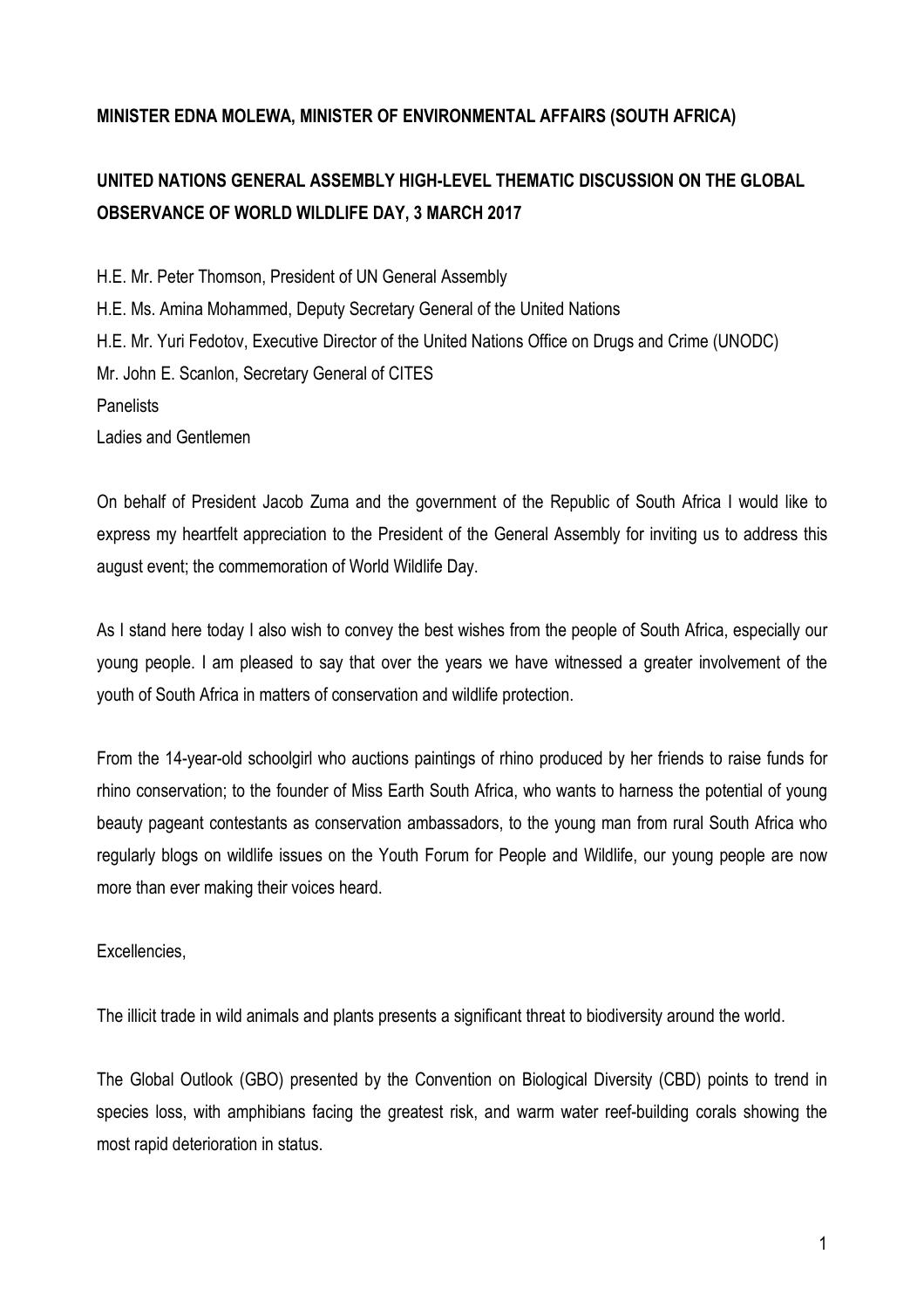**MINISTER EDNA MOLEWA, MINISTER OF ENVIRONMENTAL AFFAIRS (SOUTH AFRICA)**

**UNITED NATIONS GENERAL ASSEMBLY HIGH-LEVEL THEMATIC DISCUSSION ON THE GLOBAL OBSERVANCE OF WORLD WILDLIFE DAY, 3 MARCH 2017**

H.E. Mr. Peter Thomson, President of UN General Assembly
H.E. Ms. Amina Mohammed, Deputy Secretary General of the United Nations
H.E. Mr. Yuri Fedotov, Executive Director of the United Nations Office on Drugs and Crime (UNODC)
Mr. John E. Scanlon, Secretary General of CITES
Panelists
Ladies and Gentlemen

On behalf of President Jacob Zuma and the government of the Republic of South Africa I would like to express my heartfelt appreciation to the President of the General Assembly for inviting us to address this august event; the commemoration of World Wildlife Day.

As I stand here today I also wish to convey the best wishes from the people of South Africa, especially our young people. I am pleased to say that over the years we have witnessed a greater involvement of the youth of South Africa in matters of conservation and wildlife protection.

From the 14-year-old schoolgirl who auctions paintings of rhino produced by her friends to raise funds for rhino conservation; to the founder of Miss Earth South Africa, who wants to harness the potential of young beauty pageant contestants as conservation ambassadors, to the young man from rural South Africa who regularly blogs on wildlife issues on the Youth Forum for People and Wildlife, our young people are now more than ever making their voices heard.

Excellencies,

The illicit trade in wild animals and plants presents a significant threat to biodiversity around the world.

The Global Outlook (GBO) presented by the Convention on Biological Diversity (CBD) points to trend in species loss, with amphibians facing the greatest risk, and warm water reef-building corals showing the most rapid deterioration in status.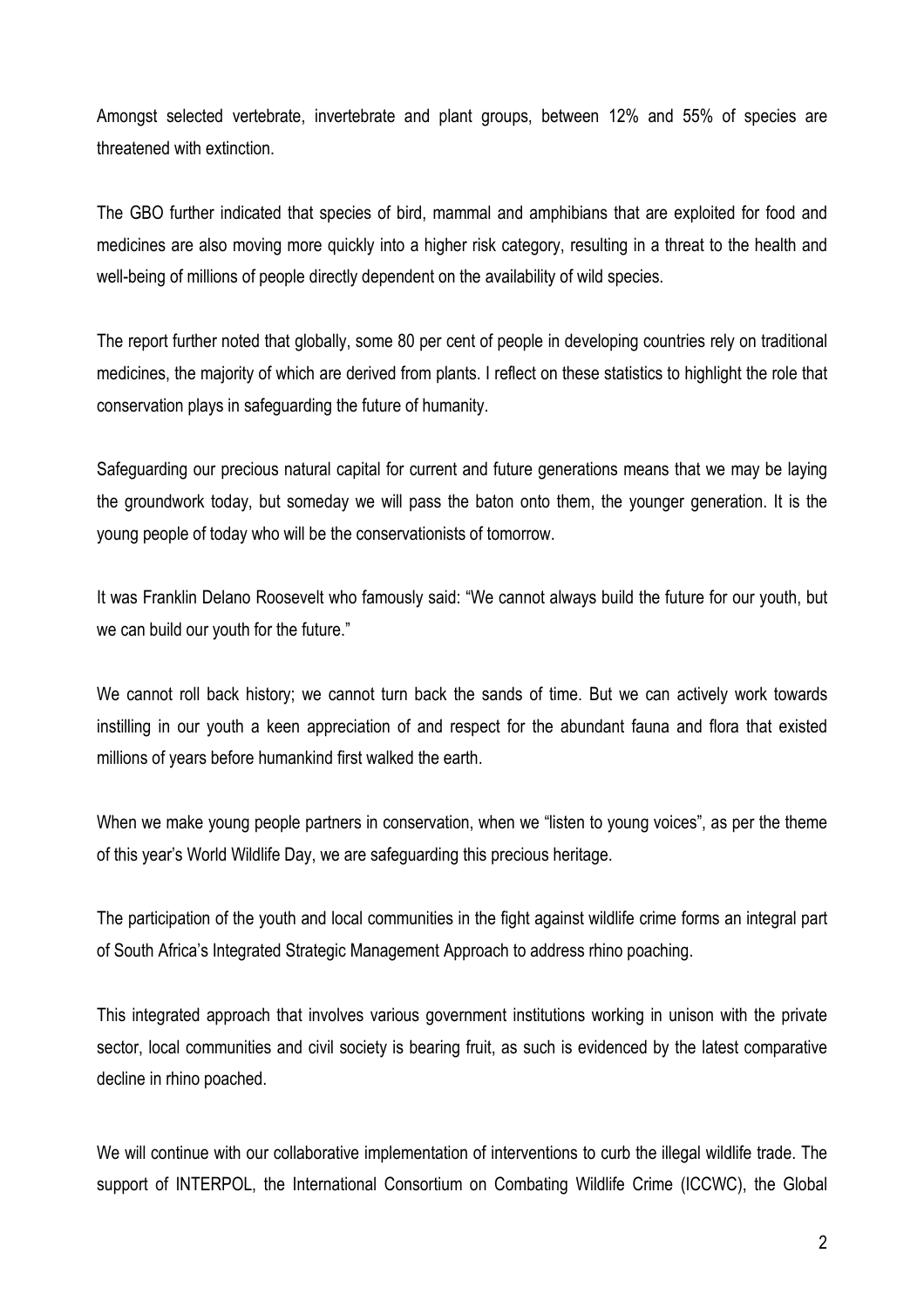Amongst selected vertebrate, invertebrate and plant groups, between 12% and 55% of species are threatened with extinction.

The GBO further indicated that species of bird, mammal and amphibians that are exploited for food and medicines are also moving more quickly into a higher risk category, resulting in a threat to the health and well-being of millions of people directly dependent on the availability of wild species.

The report further noted that globally, some 80 per cent of people in developing countries rely on traditional medicines, the majority of which are derived from plants. I reflect on these statistics to highlight the role that conservation plays in safeguarding the future of humanity.

Safeguarding our precious natural capital for current and future generations means that we may be laying the groundwork today, but someday we will pass the baton onto them, the younger generation. It is the young people of today who will be the conservationists of tomorrow.

It was Franklin Delano Roosevelt who famously said: "We cannot always build the future for our youth, but we can build our youth for the future."

We cannot roll back history; we cannot turn back the sands of time. But we can actively work towards instilling in our youth a keen appreciation of and respect for the abundant fauna and flora that existed millions of years before humankind first walked the earth.

When we make young people partners in conservation, when we "listen to young voices", as per the theme of this year's World Wildlife Day, we are safeguarding this precious heritage.

The participation of the youth and local communities in the fight against wildlife crime forms an integral part of South Africa's Integrated Strategic Management Approach to address rhino poaching.

This integrated approach that involves various government institutions working in unison with the private sector, local communities and civil society is bearing fruit, as such is evidenced by the latest comparative decline in rhino poached.

We will continue with our collaborative implementation of interventions to curb the illegal wildlife trade. The support of INTERPOL, the International Consortium on Combating Wildlife Crime (ICCWC), the Global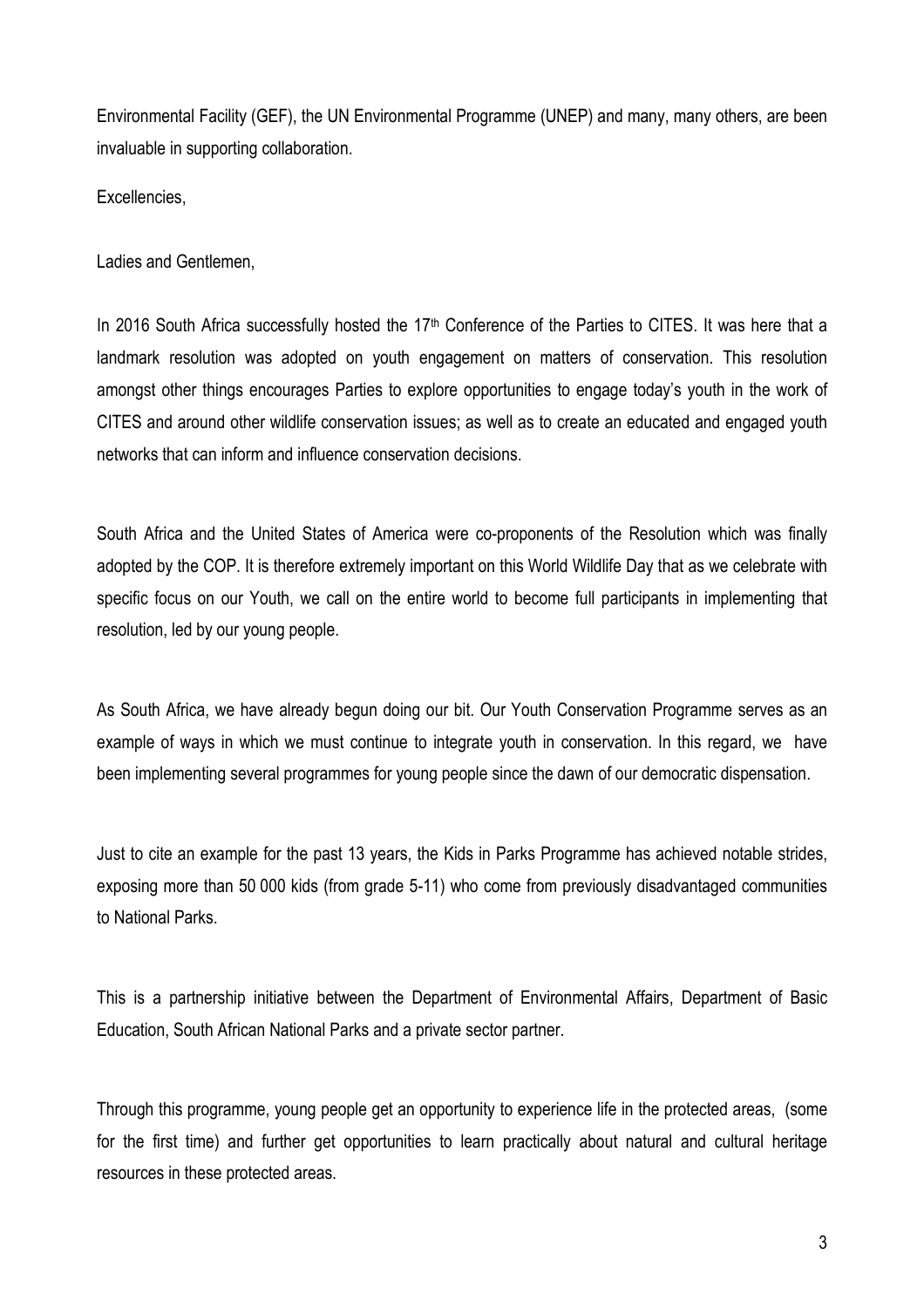Environmental Facility (GEF), the UN Environmental Programme (UNEP) and many, many others, are been invaluable in supporting collaboration.

Excellencies,

Ladies and Gentlemen,

In 2016 South Africa successfully hosted the 17th Conference of the Parties to CITES. It was here that a landmark resolution was adopted on youth engagement on matters of conservation. This resolution amongst other things encourages Parties to explore opportunities to engage today's youth in the work of CITES and around other wildlife conservation issues; as well as to create an educated and engaged youth networks that can inform and influence conservation decisions.

South Africa and the United States of America were co-proponents of the Resolution which was finally adopted by the COP. It is therefore extremely important on this World Wildlife Day that as we celebrate with specific focus on our Youth, we call on the entire world to become full participants in implementing that resolution, led by our young people.

As South Africa, we have already begun doing our bit. Our Youth Conservation Programme serves as an example of ways in which we must continue to integrate youth in conservation. In this regard, we have been implementing several programmes for young people since the dawn of our democratic dispensation.

Just to cite an example for the past 13 years, the Kids in Parks Programme has achieved notable strides, exposing more than 50 000 kids (from grade 5-11) who come from previously disadvantaged communities to National Parks.

This is a partnership initiative between the Department of Environmental Affairs, Department of Basic Education, South African National Parks and a private sector partner.

Through this programme, young people get an opportunity to experience life in the protected areas, (some for the first time) and further get opportunities to learn practically about natural and cultural heritage resources in these protected areas.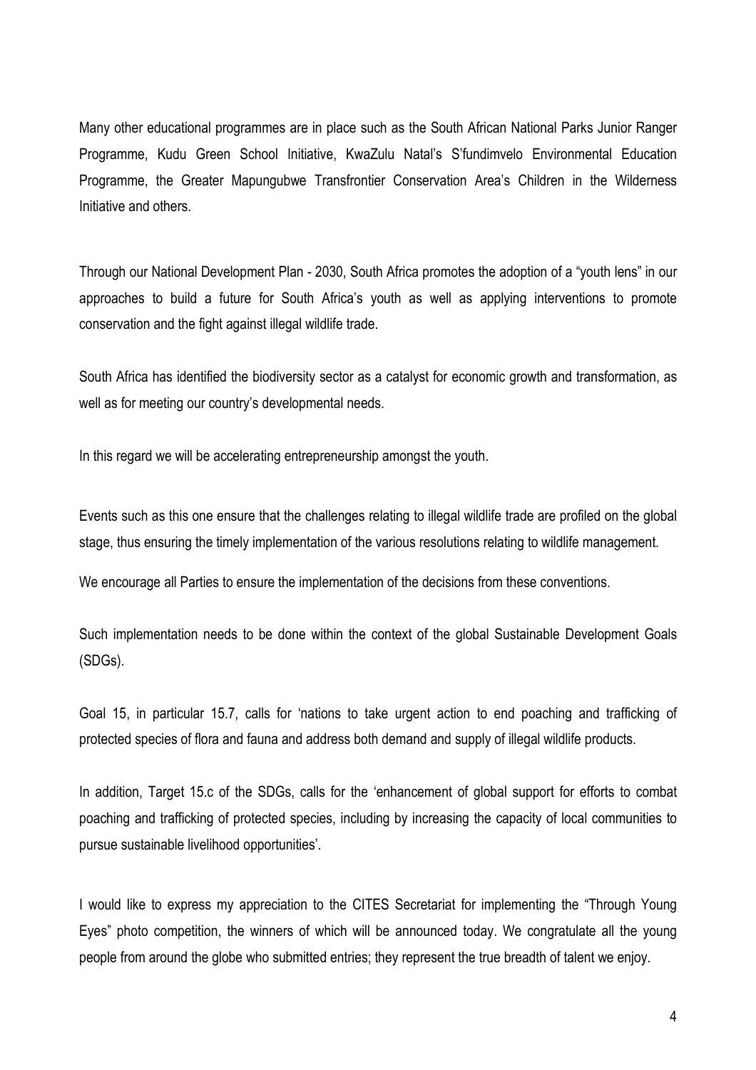Many other educational programmes are in place such as the South African National Parks Junior Ranger Programme, Kudu Green School Initiative, KwaZulu Natal's S'fundimvelo Environmental Education Programme, the Greater Mapungubwe Transfrontier Conservation Area's Children in the Wilderness Initiative and others.

Through our National Development Plan - 2030, South Africa promotes the adoption of a "youth lens" in our approaches to build a future for South Africa's youth as well as applying interventions to promote conservation and the fight against illegal wildlife trade.

South Africa has identified the biodiversity sector as a catalyst for economic growth and transformation, as well as for meeting our country's developmental needs.

In this regard we will be accelerating entrepreneurship amongst the youth.

Events such as this one ensure that the challenges relating to illegal wildlife trade are profiled on the global stage, thus ensuring the timely implementation of the various resolutions relating to wildlife management.

We encourage all Parties to ensure the implementation of the decisions from these conventions.

Such implementation needs to be done within the context of the global Sustainable Development Goals (SDGs).

Goal 15, in particular 15.7, calls for 'nations to take urgent action to end poaching and trafficking of protected species of flora and fauna and address both demand and supply of illegal wildlife products.

In addition, Target 15.c of the SDGs, calls for the 'enhancement of global support for efforts to combat poaching and trafficking of protected species, including by increasing the capacity of local communities to pursue sustainable livelihood opportunities'.

I would like to express my appreciation to the CITES Secretariat for implementing the "Through Young Eyes" photo competition, the winners of which will be announced today. We congratulate all the young people from around the globe who submitted entries; they represent the true breadth of talent we enjoy.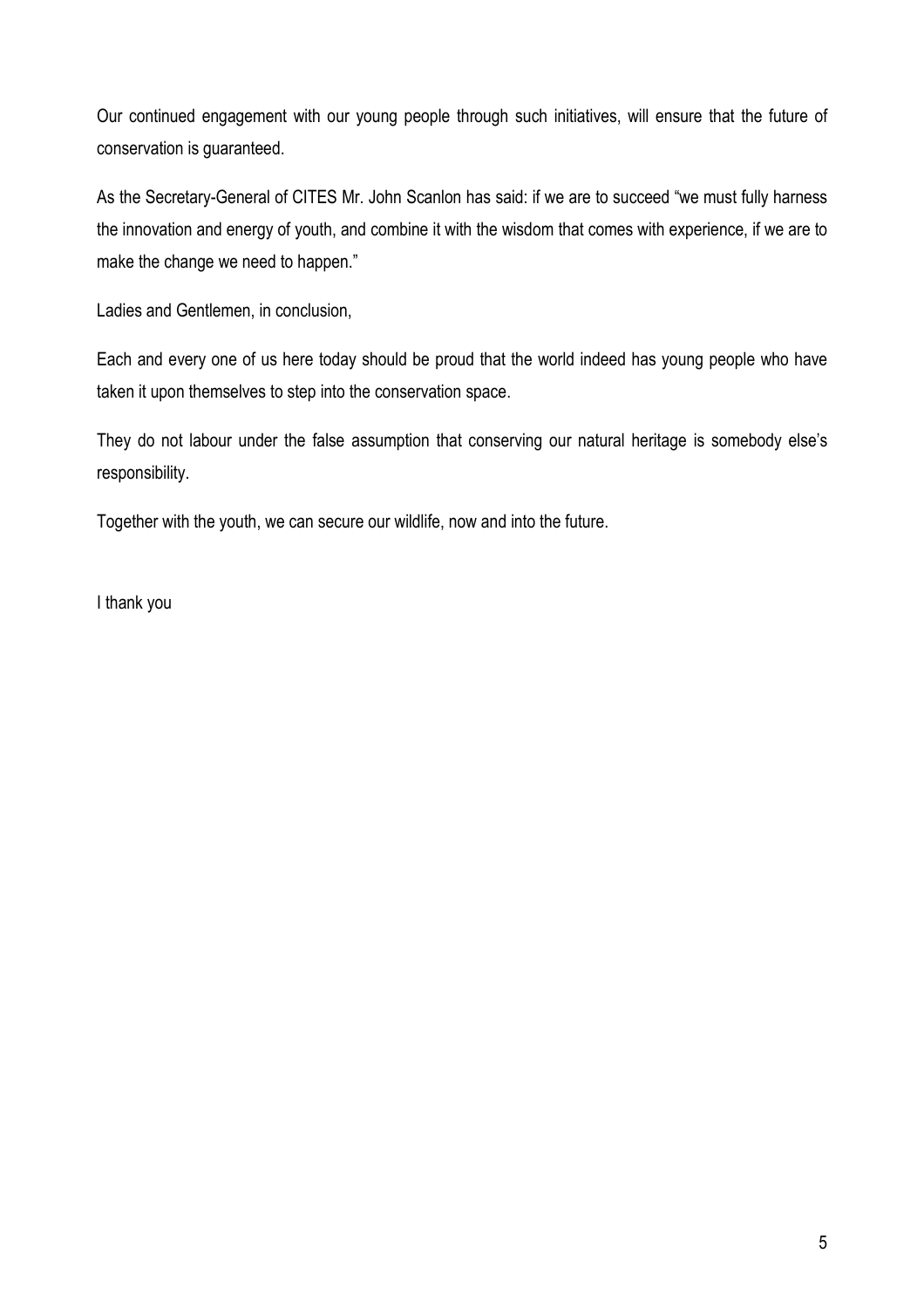Our continued engagement with our young people through such initiatives, will ensure that the future of conservation is guaranteed.

As the Secretary-General of CITES Mr. John Scanlon has said: if we are to succeed "we must fully harness the innovation and energy of youth, and combine it with the wisdom that comes with experience, if we are to make the change we need to happen."

Ladies and Gentlemen, in conclusion,

Each and every one of us here today should be proud that the world indeed has young people who have taken it upon themselves to step into the conservation space.

They do not labour under the false assumption that conserving our natural heritage is somebody else's responsibility.

Together with the youth, we can secure our wildlife, now and into the future.

I thank you